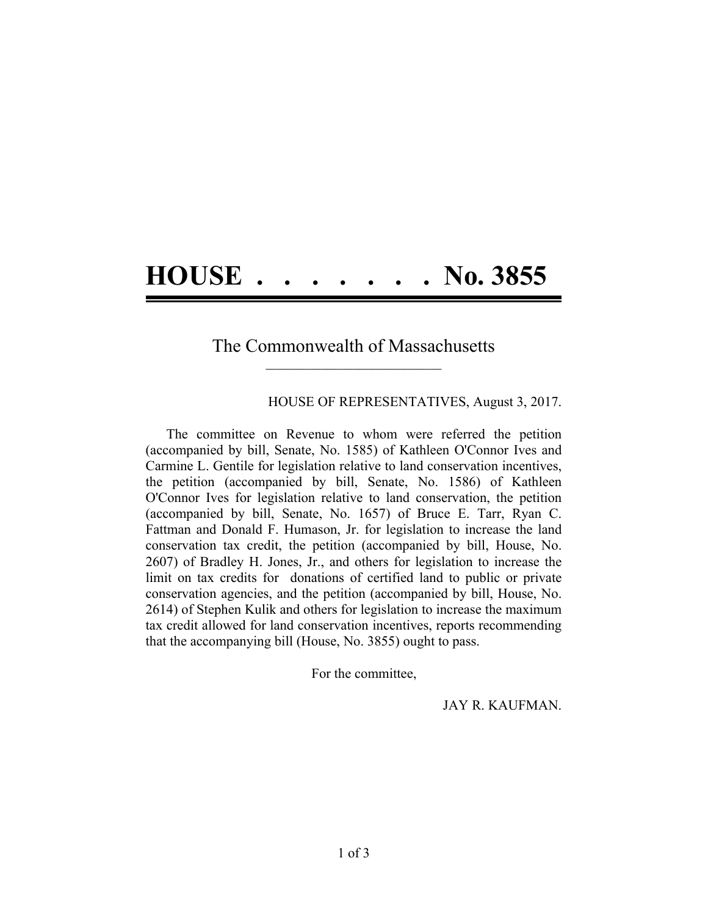# HOUSE . . . . . . . . No. 3855

## The Commonwealth of Massachusetts

HOUSE OF REPRESENTATIVES, August 3, 2017.

The committee on Revenue to whom were referred the petition (accompanied by bill, Senate, No. 1585) of Kathleen O'Connor Ives and Carmine L. Gentile for legislation relative to land conservation incentives, the petition (accompanied by bill, Senate, No. 1586) of Kathleen O'Connor Ives for legislation relative to land conservation, the petition (accompanied by bill, Senate, No. 1657) of Bruce E. Tarr, Ryan C. Fattman and Donald F. Humason, Jr. for legislation to increase the land conservation tax credit, the petition (accompanied by bill, House, No. 2607) of Bradley H. Jones, Jr., and others for legislation to increase the limit on tax credits for donations of certified land to public or private conservation agencies, and the petition (accompanied by bill, House, No. 2614) of Stephen Kulik and others for legislation to increase the maximum tax credit allowed for land conservation incentives, reports recommending that the accompanying bill (House, No. 3855) ought to pass.

For the committee,

JAY R. KAUFMAN.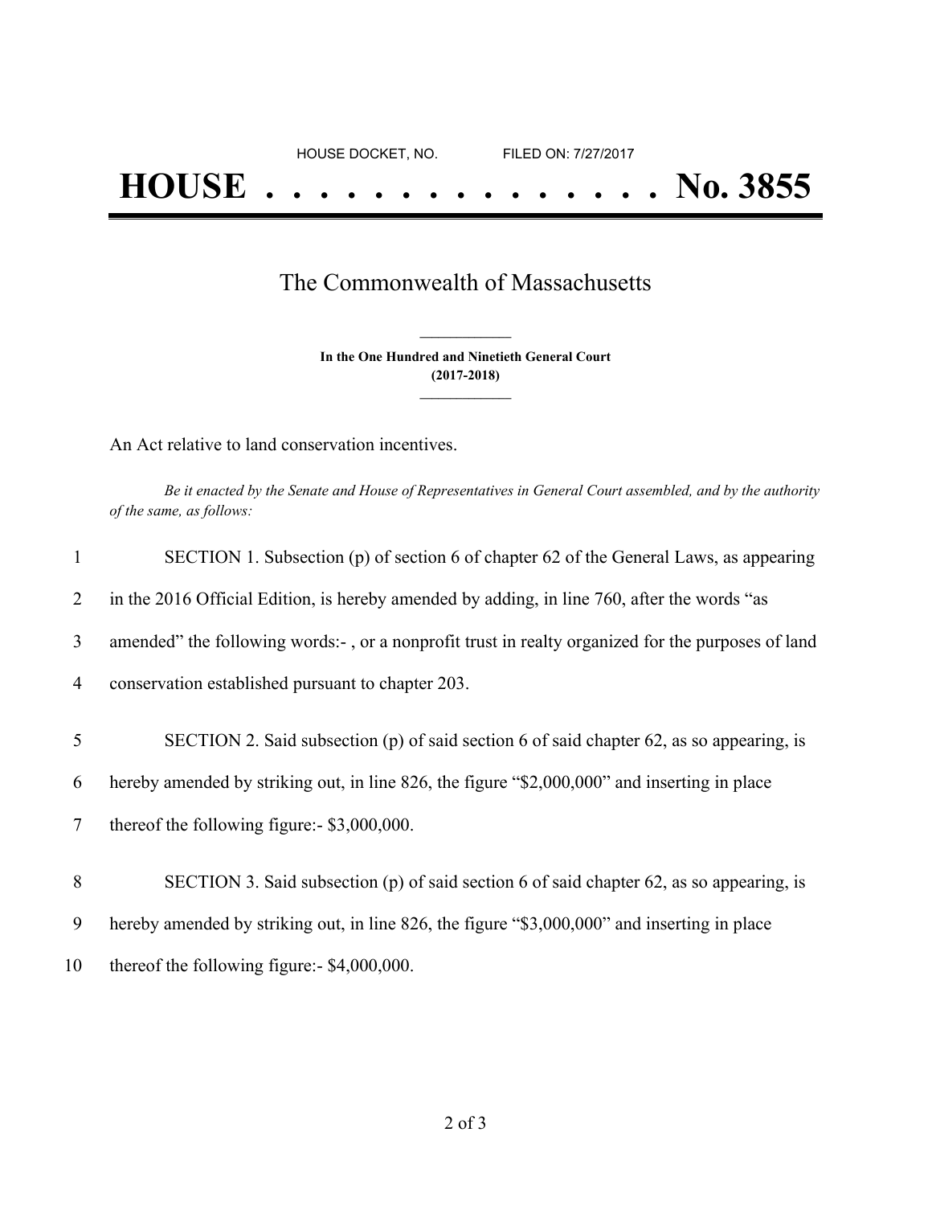HOUSE DOCKET, NO. FILED ON: 7/27/2017

# HOUSE . . . . . . . . . . . . . . . No. 3855

## The Commonwealth of Massachusetts

**In the One Hundred and Ninetieth General Court**
**(2017-2018)**

An Act relative to land conservation incentives.

*Be it enacted by the Senate and House of Representatives in General Court assembled, and by the authority of the same, as follows:*

1 SECTION 1. Subsection (p) of section 6 of chapter 62 of the General Laws, as appearing
2 in the 2016 Official Edition, is hereby amended by adding, in line 760, after the words "as
3 amended" the following words:- , or a nonprofit trust in realty organized for the purposes of land
4 conservation established pursuant to chapter 203.

5 SECTION 2. Said subsection (p) of said section 6 of said chapter 62, as so appearing, is
6 hereby amended by striking out, in line 826, the figure "$2,000,000" and inserting in place
7 thereof the following figure:- $3,000,000.

8 SECTION 3. Said subsection (p) of said section 6 of said chapter 62, as so appearing, is
9 hereby amended by striking out, in line 826, the figure "$3,000,000" and inserting in place
10 thereof the following figure:- $4,000,000.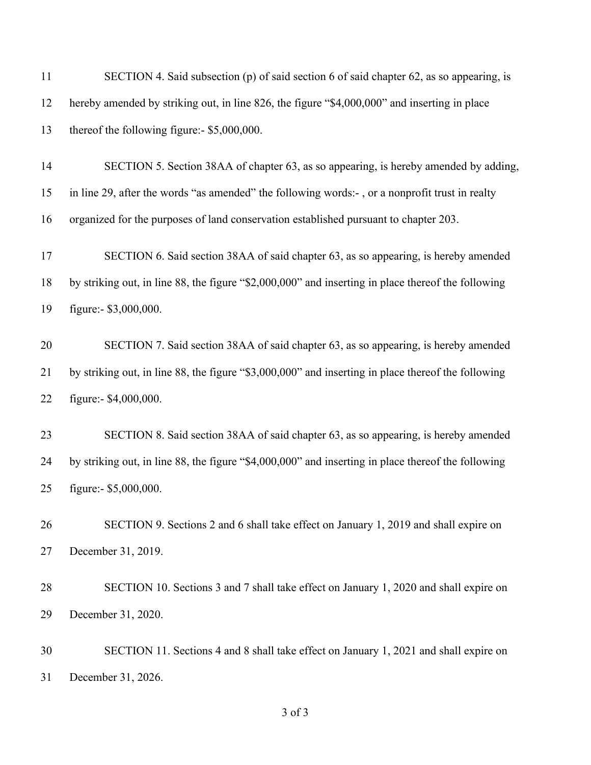SECTION 4. Said subsection (p) of said section 6 of said chapter 62, as so appearing, is hereby amended by striking out, in line 826, the figure "$4,000,000" and inserting in place thereof the following figure:- $5,000,000.

SECTION 5. Section 38AA of chapter 63, as so appearing, is hereby amended by adding, in line 29, after the words "as amended" the following words:- , or a nonprofit trust in realty organized for the purposes of land conservation established pursuant to chapter 203.

SECTION 6. Said section 38AA of said chapter 63, as so appearing, is hereby amended by striking out, in line 88, the figure "$2,000,000" and inserting in place thereof the following figure:- $3,000,000.

SECTION 7. Said section 38AA of said chapter 63, as so appearing, is hereby amended by striking out, in line 88, the figure "$3,000,000" and inserting in place thereof the following figure:- $4,000,000.

SECTION 8. Said section 38AA of said chapter 63, as so appearing, is hereby amended by striking out, in line 88, the figure "$4,000,000" and inserting in place thereof the following figure:- $5,000,000.

SECTION 9. Sections 2 and 6 shall take effect on January 1, 2019 and shall expire on December 31, 2019.

SECTION 10. Sections 3 and 7 shall take effect on January 1, 2020 and shall expire on December 31, 2020.

SECTION 11. Sections 4 and 8 shall take effect on January 1, 2021 and shall expire on December 31, 2026.